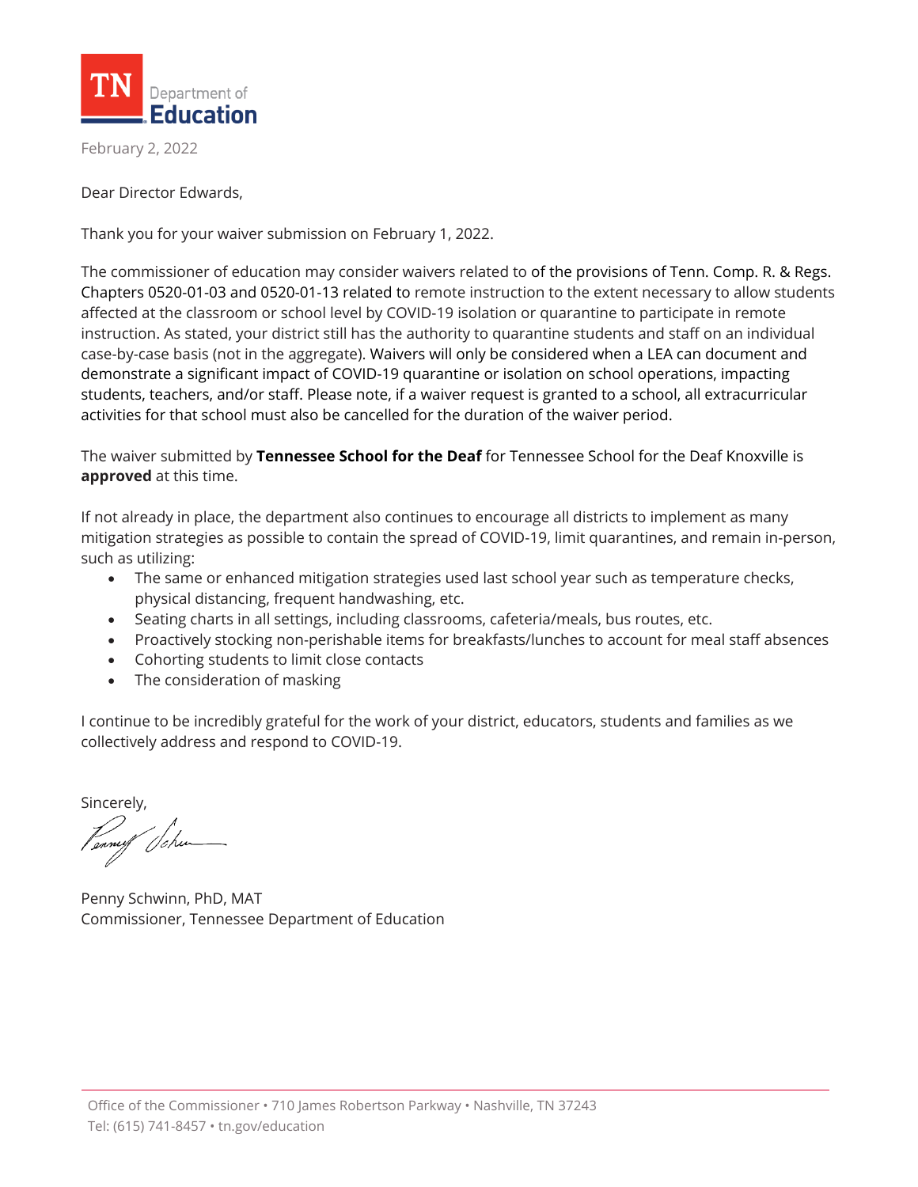TN Department of Education

February 2, 2022

Dear Director Edwards,

Thank you for your waiver submission on February 1, 2022.

The commissioner of education may consider waivers related to of the provisions of Tenn. Comp. R. & Regs. Chapters 0520-01-03 and 0520-01-13 related to remote instruction to the extent necessary to allow students affected at the classroom or school level by COVID-19 isolation or quarantine to participate in remote instruction. As stated, your district still has the authority to quarantine students and staff on an individual case-by-case basis (not in the aggregate). Waivers will only be considered when a LEA can document and demonstrate a significant impact of COVID-19 quarantine or isolation on school operations, impacting students, teachers, and/or staff. Please note, if a waiver request is granted to a school, all extracurricular activities for that school must also be cancelled for the duration of the waiver period.

The waiver submitted by **Tennessee School for the Deaf** for Tennessee School for the Deaf Knoxville is **approved** at this time.

If not already in place, the department also continues to encourage all districts to implement as many mitigation strategies as possible to contain the spread of COVID-19, limit quarantines, and remain in-person, such as utilizing:

- The same or enhanced mitigation strategies used last school year such as temperature checks, physical distancing, frequent handwashing, etc.
- Seating charts in all settings, including classrooms, cafeteria/meals, bus routes, etc.
- Proactively stocking non-perishable items for breakfasts/lunches to account for meal staff absences
- Cohorting students to limit close contacts
- The consideration of masking

I continue to be incredibly grateful for the work of your district, educators, students and families as we collectively address and respond to COVID-19.

Sincerely,

Penny Schwinn, PhD, MAT
Commissioner, Tennessee Department of Education

Office of the Commissioner • 710 James Robertson Parkway • Nashville, TN 37243
Tel: (615) 741-8457 • tn.gov/education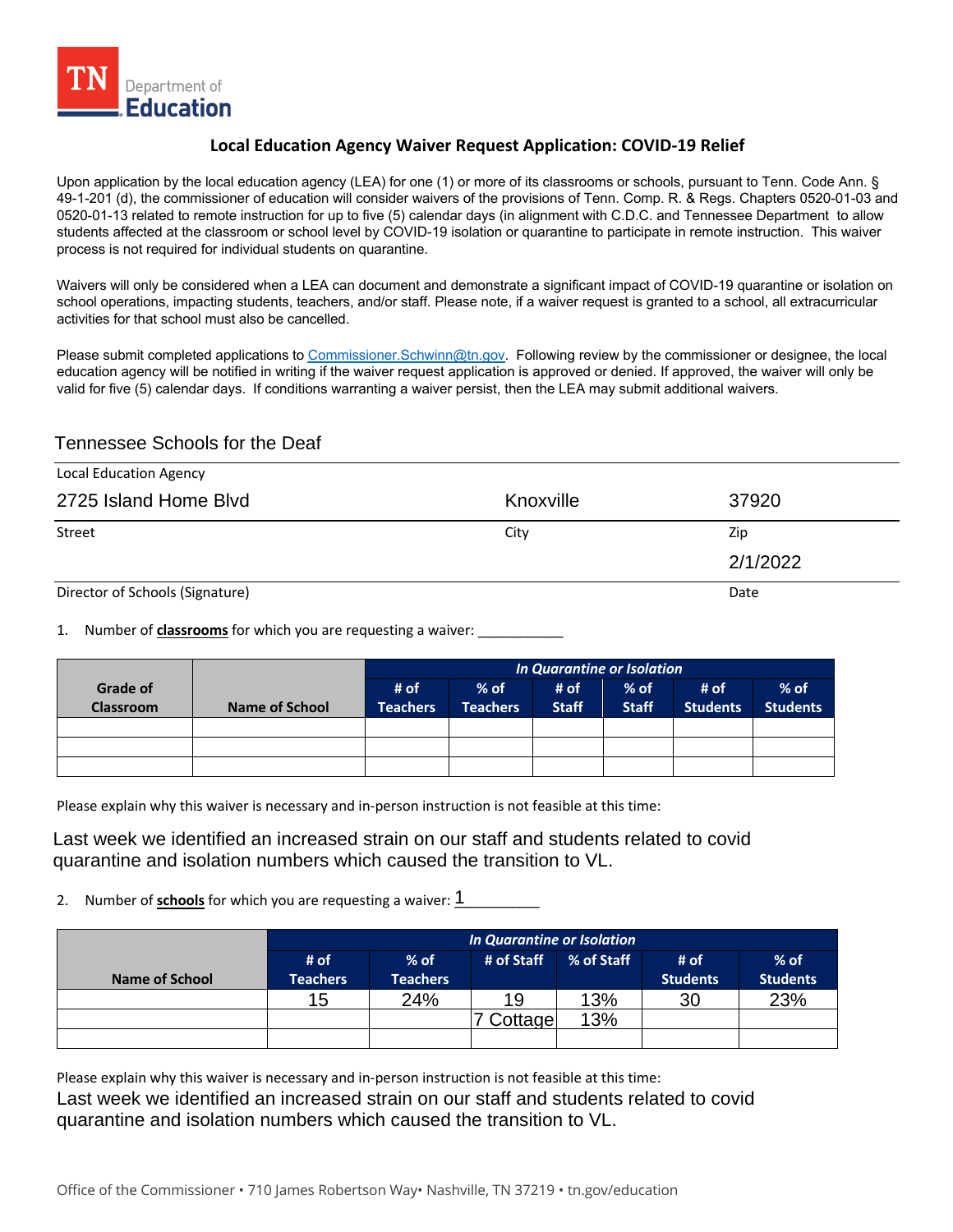TN Department of Education

### Local Education Agency Waiver Request Application: COVID-19 Relief

Upon application by the local education agency (LEA) for one (1) or more of its classrooms or schools, pursuant to Tenn. Code Ann. § 49-1-201 (d), the commissioner of education will consider waivers of the provisions of Tenn. Comp. R. & Regs. Chapters 0520-01-03 and 0520-01-13 related to remote instruction for up to five (5) calendar days (in alignment with C.D.C. and Tennessee Department to allow students affected at the classroom or school level by COVID-19 isolation or quarantine to participate in remote instruction. This waiver process is not required for individual students on quarantine.

Waivers will only be considered when a LEA can document and demonstrate a significant impact of COVID-19 quarantine or isolation on school operations, impacting students, teachers, and/or staff. Please note, if a waiver request is granted to a school, all extracurricular activities for that school must also be cancelled.

Please submit completed applications to Commissioner.Schwinn@tn.gov. Following review by the commissioner or designee, the local education agency will be notified in writing if the waiver request application is approved or denied. If approved, the waiver will only be valid for five (5) calendar days. If conditions warranting a waiver persist, then the LEA may submit additional waivers.

Tennessee Schools for the Deaf

Local Education Agency

| Street | City | Zip |
|---|---|---|
| 2725 Island Home Blvd | Knoxville | 37920 |

Director of Schools (Signature) ____________________ Date: 2/1/2022

1. Number of **classrooms** for which you are requesting a waiver: ___________

| Grade of Classroom | Name of School | In Quarantine or Isolation | | | | | |
|---|---|---|---|---|---|---|---|
| | | # of Teachers | % of Teachers | # of Staff | % of Staff | # of Students | % of Students |
| | | | | | | | |
| | | | | | | | |
| | | | | | | | |

Please explain why this waiver is necessary and in-person instruction is not feasible at this time:

Last week we identified an increased strain on our staff and students related to covid quarantine and isolation numbers which caused the transition to VL.

2. Number of **schools** for which you are requesting a waiver: 1

| Name of School | In Quarantine or Isolation | | | | | |
|---|---|---|---|---|---|---|
| | # of Teachers | % of Teachers | # of Staff | % of Staff | # of Students | % of Students |
| | 15 | 24% | 19 | 13% | 30 | 23% |
| | | | 7 Cottage | 13% | | |
| | | | | | | |

Please explain why this waiver is necessary and in-person instruction is not feasible at this time:

Last week we identified an increased strain on our staff and students related to covid quarantine and isolation numbers which caused the transition to VL.

Office of the Commissioner • 710 James Robertson Way• Nashville, TN 37219 • tn.gov/education